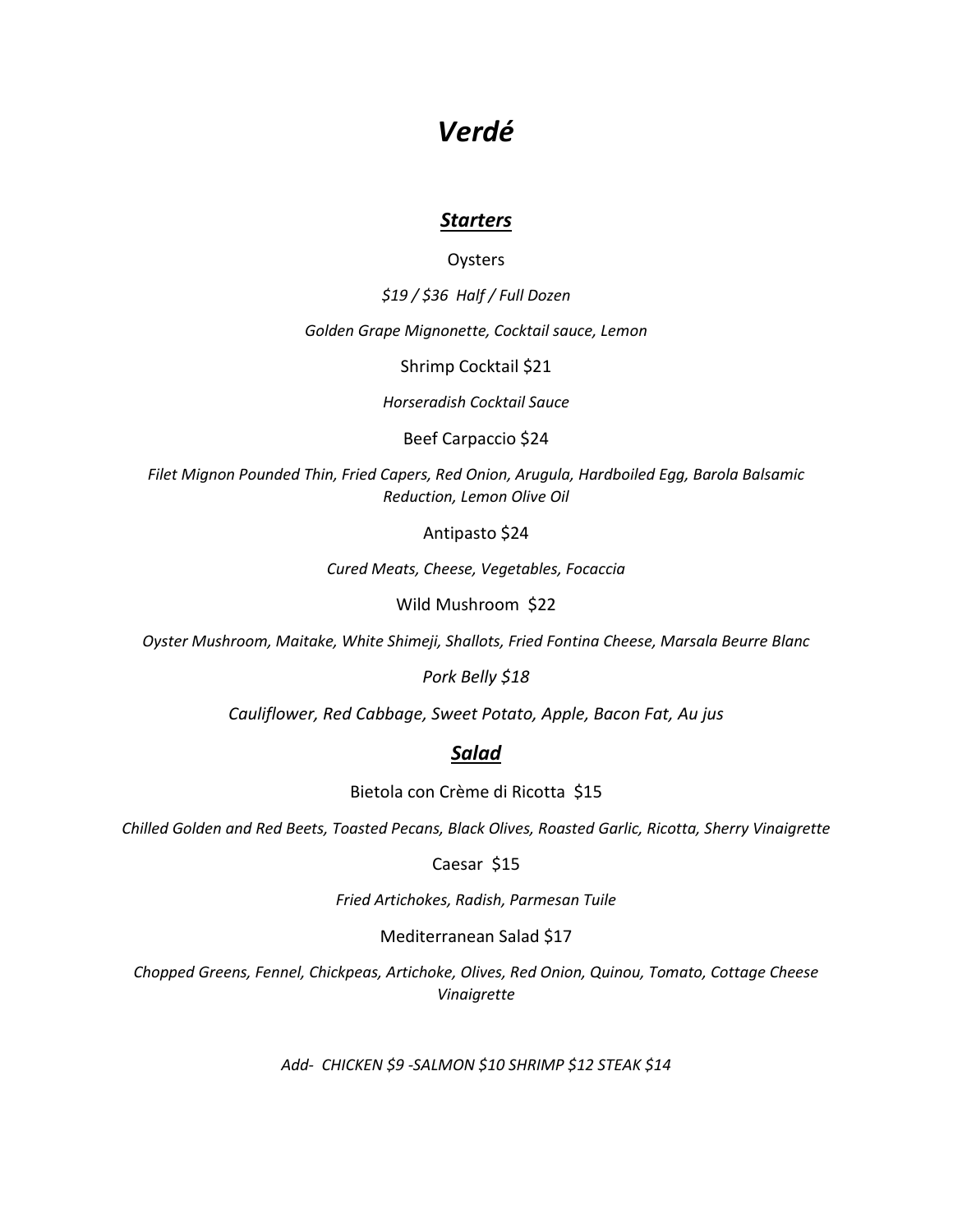# *Verdé*

## ***Starters***

Oysters

*$19 / $36  Half / Full Dozen*

*Golden Grape Mignonette, Cocktail sauce, Lemon*

Shrimp Cocktail $21

*Horseradish Cocktail Sauce*

Beef Carpaccio $24

*Filet Mignon Pounded Thin, Fried Capers, Red Onion, Arugula, Hardboiled Egg, Barola Balsamic Reduction, Lemon Olive Oil*

Antipasto $24

*Cured Meats, Cheese, Vegetables, Focaccia*

Wild Mushroom  $22

*Oyster Mushroom, Maitake, White Shimeji, Shallots, Fried Fontina Cheese, Marsala Beurre Blanc*

*Pork Belly $18*

*Cauliflower, Red Cabbage, Sweet Potato, Apple, Bacon Fat, Au jus*

## ***Salad***

Bietola con Crème di Ricotta  $15

*Chilled Golden and Red Beets, Toasted Pecans, Black Olives, Roasted Garlic, Ricotta, Sherry Vinaigrette*

Caesar  $15

*Fried Artichokes, Radish, Parmesan Tuile*

Mediterranean Salad $17

*Chopped Greens, Fennel, Chickpeas, Artichoke, Olives, Red Onion, Quinou, Tomato, Cottage Cheese Vinaigrette*

*Add-  CHICKEN $9 -SALMON $10 SHRIMP $12 STEAK $14*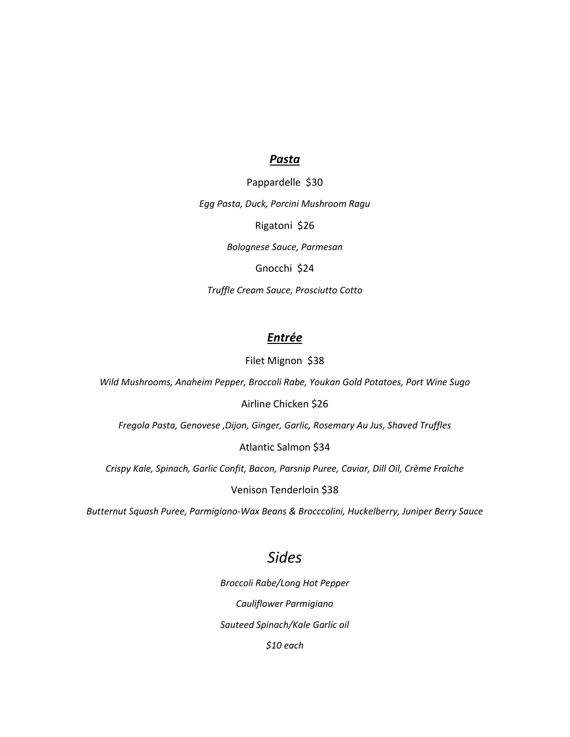## ***Pasta***

Pappardelle $30

*Egg Pasta, Duck, Porcini Mushroom Ragu*

Rigatoni $26

*Bolognese Sauce, Parmesan*

Gnocchi $24

*Truffle Cream Sauce, Prosciutto Cotto*

## ***Entrée***

Filet Mignon $38

*Wild Mushrooms, Anaheim Pepper, Broccoli Rabe, Youkan Gold Potatoes, Port Wine Sugo*

Airline Chicken $26

*Fregola Pasta, Genovese ,Dijon, Ginger, Garlic, Rosemary Au Jus, Shaved Truffles*

Atlantic Salmon $34

*Crispy Kale, Spinach, Garlic Confit, Bacon, Parsnip Puree, Caviar, Dill Oil, Crème Fraîche*

Venison Tenderloin $38

*Butternut Squash Puree, Parmigiano-Wax Beans & Brocccolini, Huckelberry, Juniper Berry Sauce*

# *Sides*

*Broccoli Rabe/Long Hot Pepper*

*Cauliflower Parmigiano*

*Sauteed Spinach/Kale Garlic oil*

*$10 each*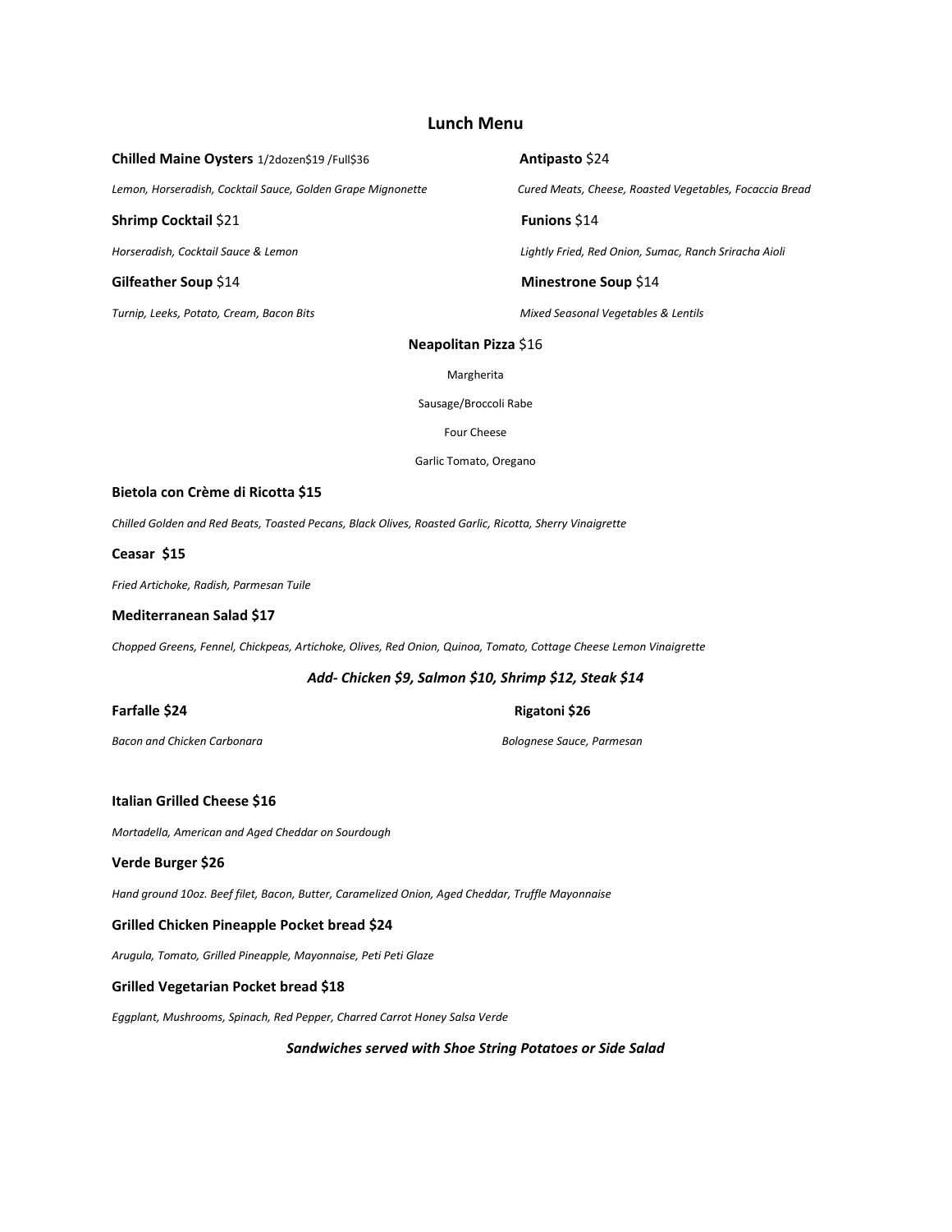# Lunch Menu

**Chilled Maine Oysters** 1/2dozen$19 /Full$36

*Lemon, Horseradish, Cocktail Sauce, Golden Grape Mignonette*

**Shrimp Cocktail** $21

*Horseradish, Cocktail Sauce & Lemon*

**Gilfeather Soup** $14

*Turnip, Leeks, Potato, Cream, Bacon Bits*

**Antipasto** $24

*Cured Meats, Cheese, Roasted Vegetables, Focaccia Bread*

**Funions** $14

*Lightly Fried, Red Onion, Sumac, Ranch Sriracha Aioli*

**Minestrone Soup** $14

*Mixed Seasonal Vegetables & Lentils*

**Neapolitan Pizza** $16

Margherita

Sausage/Broccoli Rabe

Four Cheese

Garlic Tomato, Oregano

**Bietola con Crème di Ricotta $15**

*Chilled Golden and Red Beats, Toasted Pecans, Black Olives, Roasted Garlic, Ricotta, Sherry Vinaigrette*

**Ceasar $15**

*Fried Artichoke, Radish, Parmesan Tuile*

**Mediterranean Salad $17**

*Chopped Greens, Fennel, Chickpeas, Artichoke, Olives, Red Onion, Quinoa, Tomato, Cottage Cheese Lemon Vinaigrette*

***Add- Chicken $9, Salmon $10, Shrimp $12, Steak $14***

**Farfalle $24**

*Bacon and Chicken Carbonara*

**Rigatoni $26**

*Bolognese Sauce, Parmesan*

**Italian Grilled Cheese $16**

*Mortadella, American and Aged Cheddar on Sourdough*

**Verde Burger $26**

*Hand ground 10oz. Beef filet, Bacon, Butter, Caramelized Onion, Aged Cheddar, Truffle Mayonnaise*

**Grilled Chicken Pineapple Pocket bread $24**

*Arugula, Tomato, Grilled Pineapple, Mayonnaise, Peti Peti Glaze*

**Grilled Vegetarian Pocket bread $18**

*Eggplant, Mushrooms, Spinach, Red Pepper, Charred Carrot Honey Salsa Verde*

***Sandwiches served with Shoe String Potatoes or Side Salad***